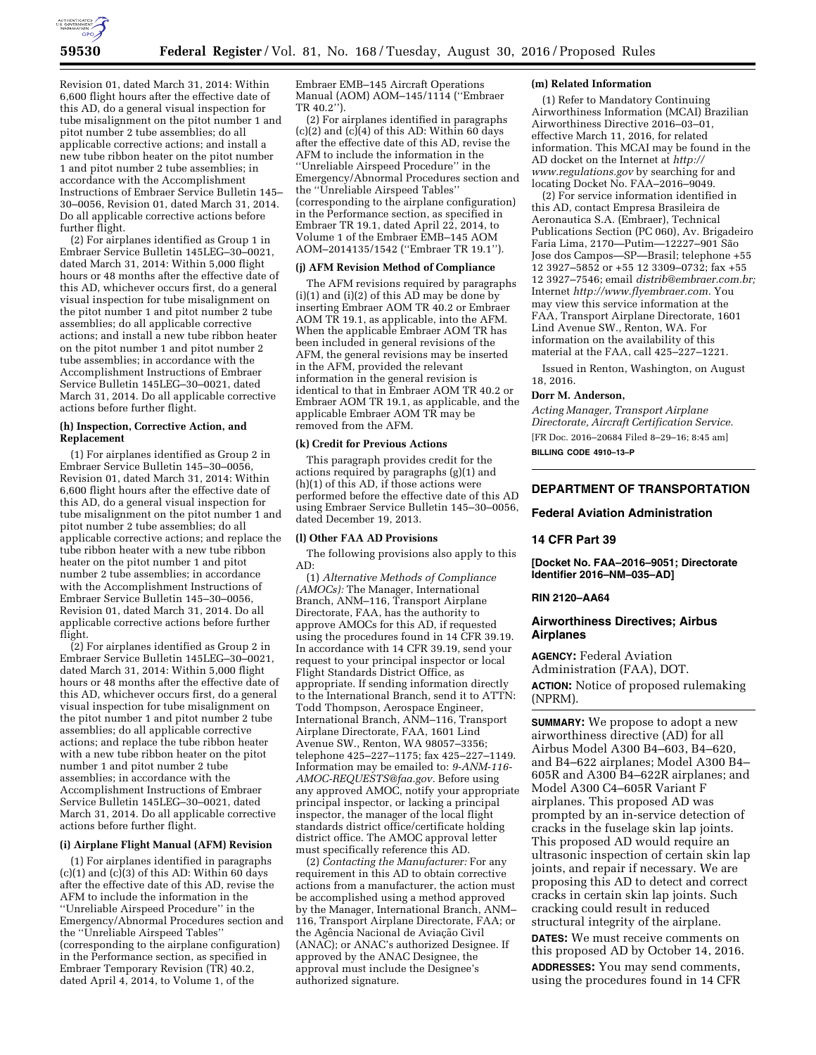Revision 01, dated March 31, 2014: Within 6,600 flight hours after the effective date of this AD, do a general visual inspection for tube misalignment on the pitot number 1 and pitot number 2 tube assemblies; do all applicable corrective actions; and install a new tube ribbon heater on the pitot number 1 and pitot number 2 tube assemblies; in accordance with the Accomplishment Instructions of Embraer Service Bulletin 145–30–0056, Revision 01, dated March 31, 2014. Do all applicable corrective actions before further flight.

(2) For airplanes identified as Group 1 in Embraer Service Bulletin 145LEG–30–0021, dated March 31, 2014: Within 5,000 flight hours or 48 months after the effective date of this AD, whichever occurs first, do a general visual inspection for tube misalignment on the pitot number 1 and pitot number 2 tube assemblies; do all applicable corrective actions; and install a new tube ribbon heater on the pitot number 1 and pitot number 2 tube assemblies; in accordance with the Accomplishment Instructions of Embraer Service Bulletin 145LEG–30–0021, dated March 31, 2014. Do all applicable corrective actions before further flight.

**(h) Inspection, Corrective Action, and Replacement**

(1) For airplanes identified as Group 2 in Embraer Service Bulletin 145–30–0056, Revision 01, dated March 31, 2014: Within 6,600 flight hours after the effective date of this AD, do a general visual inspection for tube misalignment on the pitot number 1 and pitot number 2 tube assemblies; do all applicable corrective actions; and replace the tube ribbon heater with a new tube ribbon heater on the pitot number 1 and pitot number 2 tube assemblies; in accordance with the Accomplishment Instructions of Embraer Service Bulletin 145–30–0056, Revision 01, dated March 31, 2014. Do all applicable corrective actions before further flight.

(2) For airplanes identified as Group 2 in Embraer Service Bulletin 145LEG–30–0021, dated March 31, 2014: Within 5,000 flight hours or 48 months after the effective date of this AD, whichever occurs first, do a general visual inspection for tube misalignment on the pitot number 1 and pitot number 2 tube assemblies; do all applicable corrective actions; and replace the tube ribbon heater with a new tube ribbon heater on the pitot number 1 and pitot number 2 tube assemblies; in accordance with the Accomplishment Instructions of Embraer Service Bulletin 145LEG–30–0021, dated March 31, 2014. Do all applicable corrective actions before further flight.

**(i) Airplane Flight Manual (AFM) Revision**

(1) For airplanes identified in paragraphs (c)(1) and (c)(3) of this AD: Within 60 days after the effective date of this AD, revise the AFM to include the information in the "Unreliable Airspeed Procedure" in the Emergency/Abnormal Procedures section and the "Unreliable Airspeed Tables" (corresponding to the airplane configuration) in the Performance section, as specified in Embraer Temporary Revision (TR) 40.2, dated April 4, 2014, to Volume 1, of the Embraer EMB–145 Aircraft Operations Manual (AOM) AOM–145/1114 ("Embraer TR 40.2").

(2) For airplanes identified in paragraphs (c)(2) and (c)(4) of this AD: Within 60 days after the effective date of this AD, revise the AFM to include the information in the "Unreliable Airspeed Procedure" in the Emergency/Abnormal Procedures section and the "Unreliable Airspeed Tables" (corresponding to the airplane configuration) in the Performance section, as specified in Embraer TR 19.1, dated April 22, 2014, to Volume 1 of the Embraer EMB–145 AOM AOM–2014135/1542 ("Embraer TR 19.1").

**(j) AFM Revision Method of Compliance**

The AFM revisions required by paragraphs (i)(1) and (i)(2) of this AD may be done by inserting Embraer AOM TR 40.2 or Embraer AOM TR 19.1, as applicable, into the AFM. When the applicable Embraer AOM TR has been included in general revisions of the AFM, the general revisions may be inserted in the AFM, provided the relevant information in the general revision is identical to that in Embraer AOM TR 40.2 or Embraer AOM TR 19.1, as applicable, and the applicable Embraer AOM TR may be removed from the AFM.

**(k) Credit for Previous Actions**

This paragraph provides credit for the actions required by paragraphs (g)(1) and (h)(1) of this AD, if those actions were performed before the effective date of this AD using Embraer Service Bulletin 145–30–0056, dated December 19, 2013.

**(l) Other FAA AD Provisions**

The following provisions also apply to this AD:

(1) *Alternative Methods of Compliance (AMOCs):* The Manager, International Branch, ANM–116, Transport Airplane Directorate, FAA, has the authority to approve AMOCs for this AD, if requested using the procedures found in 14 CFR 39.19. In accordance with 14 CFR 39.19, send your request to your principal inspector or local Flight Standards District Office, as appropriate. If sending information directly to the International Branch, send it to ATTN: Todd Thompson, Aerospace Engineer, International Branch, ANM–116, Transport Airplane Directorate, FAA, 1601 Lind Avenue SW., Renton, WA 98057–3356; telephone 425–227–1175; fax 425–227–1149. Information may be emailed to: *9-ANM-116-AMOC-REQUESTS@faa.gov.* Before using any approved AMOC, notify your appropriate principal inspector, or lacking a principal inspector, the manager of the local flight standards district office/certificate holding district office. The AMOC approval letter must specifically reference this AD.

(2) *Contacting the Manufacturer:* For any requirement in this AD to obtain corrective actions from a manufacturer, the action must be accomplished using a method approved by the Manager, International Branch, ANM–116, Transport Airplane Directorate, FAA; or the Agência Nacional de Aviação Civil (ANAC); or ANAC's authorized Designee. If approved by the ANAC Designee, the approval must include the Designee's authorized signature.

**(m) Related Information**

(1) Refer to Mandatory Continuing Airworthiness Information (MCAI) Brazilian Airworthiness Directive 2016–03–01, effective March 11, 2016, for related information. This MCAI may be found in the AD docket on the Internet at *http://www.regulations.gov* by searching for and locating Docket No. FAA–2016–9049.

(2) For service information identified in this AD, contact Empresa Brasileira de Aeronautica S.A. (Embraer), Technical Publications Section (PC 060), Av. Brigadeiro Faria Lima, 2170—Putim—12227–901 São Jose dos Campos—SP—Brasil; telephone +55 12 3927–5852 or +55 12 3309–0732; fax +55 12 3927–7546; email *distrib@embraer.com.br;* Internet *http://www.flyembraer.com.* You may view this service information at the FAA, Transport Airplane Directorate, 1601 Lind Avenue SW., Renton, WA. For information on the availability of this material at the FAA, call 425–227–1221.

Issued in Renton, Washington, on August 18, 2016.

**Dorr M. Anderson,**

*Acting Manager, Transport Airplane Directorate, Aircraft Certification Service.*

[FR Doc. 2016–20684 Filed 8–29–16; 8:45 am]

**BILLING CODE 4910–13–P**

---

## DEPARTMENT OF TRANSPORTATION

### Federal Aviation Administration

### 14 CFR Part 39

**[Docket No. FAA–2016–9051; Directorate Identifier 2016–NM–035–AD]**

**RIN 2120–AA64**

### Airworthiness Directives; Airbus Airplanes

**AGENCY:** Federal Aviation Administration (FAA), DOT.

**ACTION:** Notice of proposed rulemaking (NPRM).

**SUMMARY:** We propose to adopt a new airworthiness directive (AD) for all Airbus Model A300 B4–603, B4–620, and B4–622 airplanes; Model A300 B4–605R and A300 B4–622R airplanes; and Model A300 C4–605R Variant F airplanes. This proposed AD was prompted by an in-service detection of cracks in the fuselage skin lap joints. This proposed AD would require an ultrasonic inspection of certain skin lap joints, and repair if necessary. We are proposing this AD to detect and correct cracks in certain skin lap joints. Such cracking could result in reduced structural integrity of the airplane.

**DATES:** We must receive comments on this proposed AD by October 14, 2016.

**ADDRESSES:** You may send comments, using the procedures found in 14 CFR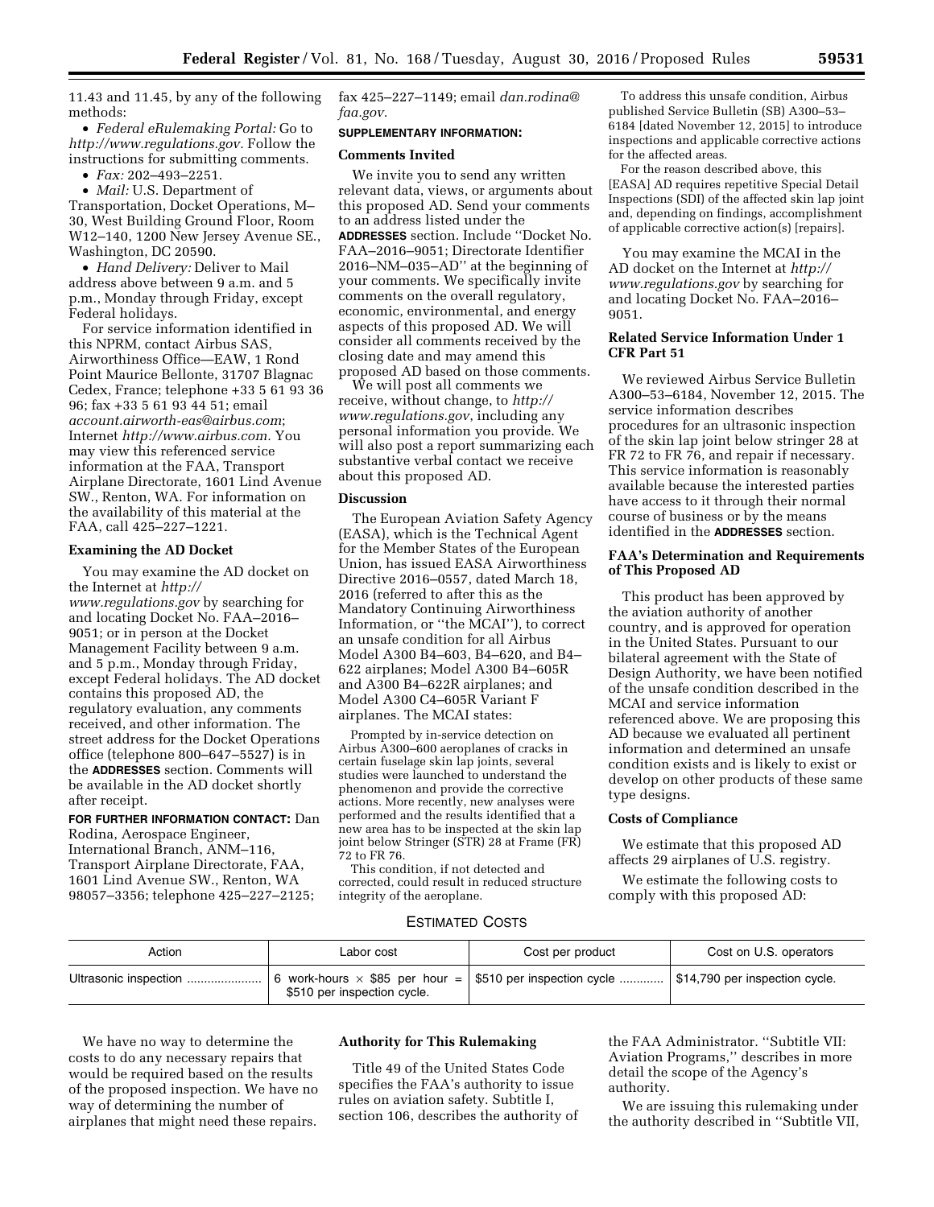11.43 and 11.45, by any of the following methods:

- *Federal eRulemaking Portal:* Go to *http://www.regulations.gov.* Follow the instructions for submitting comments.
- *Fax:* 202–493–2251.
- *Mail:* U.S. Department of Transportation, Docket Operations, M–30, West Building Ground Floor, Room W12–140, 1200 New Jersey Avenue SE., Washington, DC 20590.
- *Hand Delivery:* Deliver to Mail address above between 9 a.m. and 5 p.m., Monday through Friday, except Federal holidays.

For service information identified in this NPRM, contact Airbus SAS, Airworthiness Office—EAW, 1 Rond Point Maurice Bellonte, 31707 Blagnac Cedex, France; telephone +33 5 61 93 36 96; fax +33 5 61 93 44 51; email *account.airworth-eas@airbus.com*; Internet *http://www.airbus.com.* You may view this referenced service information at the FAA, Transport Airplane Directorate, 1601 Lind Avenue SW., Renton, WA. For information on the availability of this material at the FAA, call 425–227–1221.

### Examining the AD Docket

You may examine the AD docket on the Internet at *http://www.regulations.gov* by searching for and locating Docket No. FAA–2016–9051; or in person at the Docket Management Facility between 9 a.m. and 5 p.m., Monday through Friday, except Federal holidays. The AD docket contains this proposed AD, the regulatory evaluation, any comments received, and other information. The street address for the Docket Operations office (telephone 800–647–5527) is in the **ADDRESSES** section. Comments will be available in the AD docket shortly after receipt.

**FOR FURTHER INFORMATION CONTACT:** Dan Rodina, Aerospace Engineer, International Branch, ANM–116, Transport Airplane Directorate, FAA, 1601 Lind Avenue SW., Renton, WA 98057–3356; telephone 425–227–2125; fax 425–227–1149; email *dan.rodina@faa.gov.*

**SUPPLEMENTARY INFORMATION:**

### Comments Invited

We invite you to send any written relevant data, views, or arguments about this proposed AD. Send your comments to an address listed under the **ADDRESSES** section. Include "Docket No. FAA–2016–9051; Directorate Identifier 2016–NM–035–AD" at the beginning of your comments. We specifically invite comments on the overall regulatory, economic, environmental, and energy aspects of this proposed AD. We will consider all comments received by the closing date and may amend this proposed AD based on those comments.

We will post all comments we receive, without change, to *http://www.regulations.gov*, including any personal information you provide. We will also post a report summarizing each substantive verbal contact we receive about this proposed AD.

### Discussion

The European Aviation Safety Agency (EASA), which is the Technical Agent for the Member States of the European Union, has issued EASA Airworthiness Directive 2016–0557, dated March 18, 2016 (referred to after this as the Mandatory Continuing Airworthiness Information, or "the MCAI"), to correct an unsafe condition for all Airbus Model A300 B4–603, B4–620, and B4–622 airplanes; Model A300 B4–605R and A300 B4–622R airplanes; and Model A300 C4–605R Variant F airplanes. The MCAI states:

> Prompted by in-service detection on Airbus A300–600 aeroplanes of cracks in certain fuselage skin lap joints, several studies were launched to understand the phenomenon and provide the corrective actions. More recently, new analyses were performed and the results identified that a new area has to be inspected at the skin lap joint below Stringer (STR) 28 at Frame (FR) 72 to FR 76.
>
> This condition, if not detected and corrected, could result in reduced structure integrity of the aeroplane.
>
> To address this unsafe condition, Airbus published Service Bulletin (SB) A300–53–6184 [dated November 12, 2015] to introduce inspections and applicable corrective actions for the affected areas.
>
> For the reason described above, this [EASA] AD requires repetitive Special Detail Inspections (SDI) of the affected skin lap joint and, depending on findings, accomplishment of applicable corrective action(s) [repairs].

You may examine the MCAI in the AD docket on the Internet at *http://www.regulations.gov* by searching for and locating Docket No. FAA–2016–9051.

### Related Service Information Under 1 CFR Part 51

We reviewed Airbus Service Bulletin A300–53–6184, November 12, 2015. The service information describes procedures for an ultrasonic inspection of the skin lap joint below stringer 28 at FR 72 to FR 76, and repair if necessary. This service information is reasonably available because the interested parties have access to it through their normal course of business or by the means identified in the **ADDRESSES** section.

### FAA's Determination and Requirements of This Proposed AD

This product has been approved by the aviation authority of another country, and is approved for operation in the United States. Pursuant to our bilateral agreement with the State of Design Authority, we have been notified of the unsafe condition described in the MCAI and service information referenced above. We are proposing this AD because we evaluated all pertinent information and determined an unsafe condition exists and is likely to exist or develop on other products of these same type designs.

### Costs of Compliance

We estimate that this proposed AD affects 29 airplanes of U.S. registry.

We estimate the following costs to comply with this proposed AD:

ESTIMATED COSTS

| Action | Labor cost | Cost per product | Cost on U.S. operators |
|---|---|---|---|
| Ultrasonic inspection | 6 work-hours × $85 per hour = $510 per inspection cycle. | $510 per inspection cycle | $14,790 per inspection cycle. |

We have no way to determine the costs to do any necessary repairs that would be required based on the results of the proposed inspection. We have no way of determining the number of airplanes that might need these repairs.

### Authority for This Rulemaking

Title 49 of the United States Code specifies the FAA's authority to issue rules on aviation safety. Subtitle I, section 106, describes the authority of the FAA Administrator. "Subtitle VII: Aviation Programs," describes in more detail the scope of the Agency's authority.

We are issuing this rulemaking under the authority described in "Subtitle VII,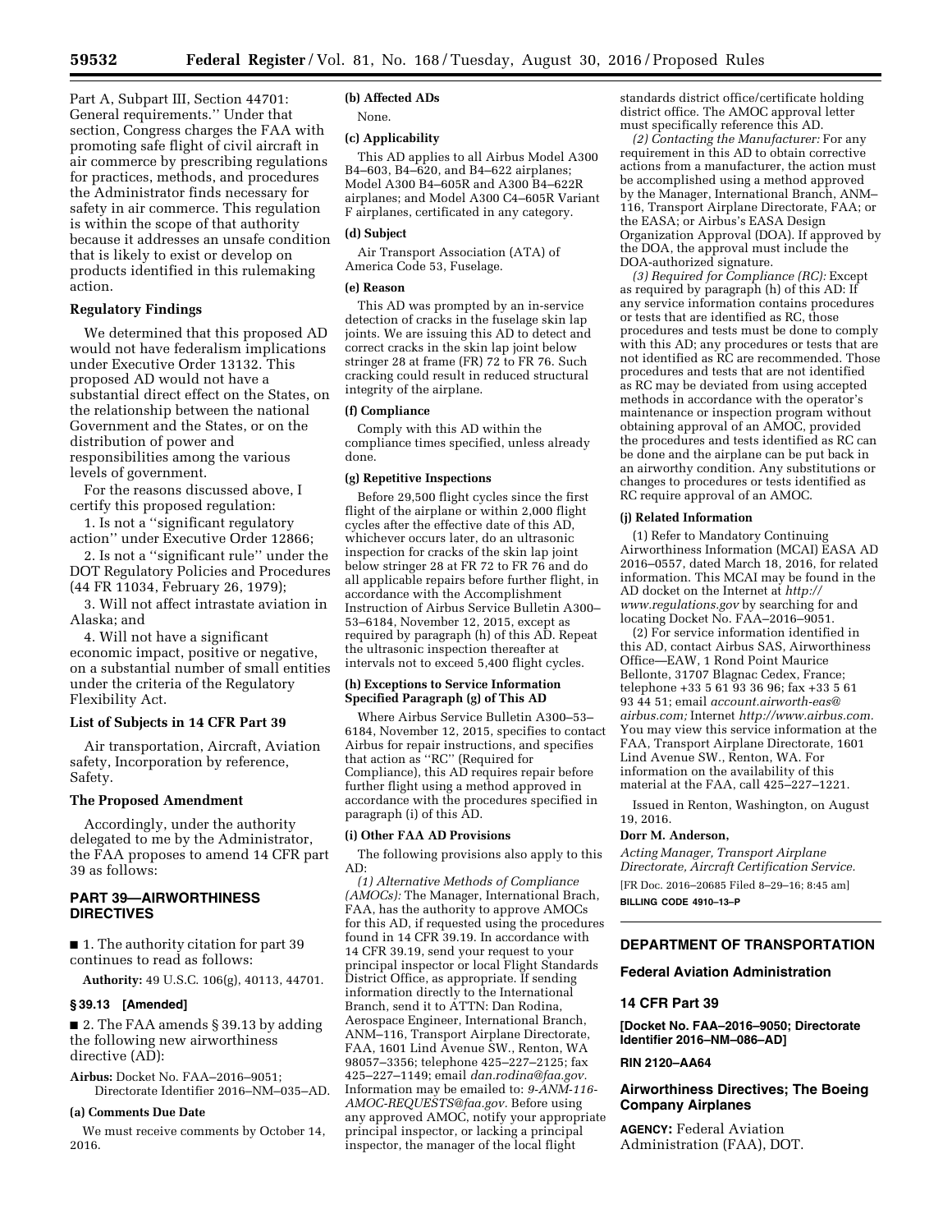Part A, Subpart III, Section 44701: General requirements.'' Under that section, Congress charges the FAA with promoting safe flight of civil aircraft in air commerce by prescribing regulations for practices, methods, and procedures the Administrator finds necessary for safety in air commerce. This regulation is within the scope of that authority because it addresses an unsafe condition that is likely to exist or develop on products identified in this rulemaking action.

## Regulatory Findings

We determined that this proposed AD would not have federalism implications under Executive Order 13132. This proposed AD would not have a substantial direct effect on the States, on the relationship between the national Government and the States, or on the distribution of power and responsibilities among the various levels of government.

For the reasons discussed above, I certify this proposed regulation:

1. Is not a ''significant regulatory action'' under Executive Order 12866;
2. Is not a ''significant rule'' under the DOT Regulatory Policies and Procedures (44 FR 11034, February 26, 1979);
3. Will not affect intrastate aviation in Alaska; and
4. Will not have a significant economic impact, positive or negative, on a substantial number of small entities under the criteria of the Regulatory Flexibility Act.

## List of Subjects in 14 CFR Part 39

Air transportation, Aircraft, Aviation safety, Incorporation by reference, Safety.

## The Proposed Amendment

Accordingly, under the authority delegated to me by the Administrator, the FAA proposes to amend 14 CFR part 39 as follows:

## PART 39—AIRWORTHINESS DIRECTIVES

■ 1. The authority citation for part 39 continues to read as follows:

**Authority:** 49 U.S.C. 106(g), 40113, 44701.

### § 39.13 [Amended]

■ 2. The FAA amends § 39.13 by adding the following new airworthiness directive (AD):

**Airbus:** Docket No. FAA–2016–9051; Directorate Identifier 2016–NM–035–AD.

**(a) Comments Due Date**

We must receive comments by October 14, 2016.

**(b) Affected ADs**

None.

**(c) Applicability**

This AD applies to all Airbus Model A300 B4–603, B4–620, and B4–622 airplanes; Model A300 B4–605R and A300 B4–622R airplanes; and Model A300 C4–605R Variant F airplanes, certificated in any category.

**(d) Subject**

Air Transport Association (ATA) of America Code 53, Fuselage.

**(e) Reason**

This AD was prompted by an in-service detection of cracks in the fuselage skin lap joints. We are issuing this AD to detect and correct cracks in the skin lap joint below stringer 28 at frame (FR) 72 to FR 76. Such cracking could result in reduced structural integrity of the airplane.

**(f) Compliance**

Comply with this AD within the compliance times specified, unless already done.

**(g) Repetitive Inspections**

Before 29,500 flight cycles since the first flight of the airplane or within 2,000 flight cycles after the effective date of this AD, whichever occurs later, do an ultrasonic inspection for cracks of the skin lap joint below stringer 28 at FR 72 to FR 76 and do all applicable repairs before further flight, in accordance with the Accomplishment Instruction of Airbus Service Bulletin A300–53–6184, November 12, 2015, except as required by paragraph (h) of this AD. Repeat the ultrasonic inspection thereafter at intervals not to exceed 5,400 flight cycles.

**(h) Exceptions to Service Information Specified Paragraph (g) of This AD**

Where Airbus Service Bulletin A300–53–6184, November 12, 2015, specifies to contact Airbus for repair instructions, and specifies that action as ''RC'' (Required for Compliance), this AD requires repair before further flight using a method approved in accordance with the procedures specified in paragraph (i) of this AD.

**(i) Other FAA AD Provisions**

The following provisions also apply to this AD:

*(1) Alternative Methods of Compliance (AMOCs):* The Manager, International Brach, FAA, has the authority to approve AMOCs for this AD, if requested using the procedures found in 14 CFR 39.19. In accordance with 14 CFR 39.19, send your request to your principal inspector or local Flight Standards District Office, as appropriate. If sending information directly to the International Branch, send it to ATTN: Dan Rodina, Aerospace Engineer, International Branch, ANM–116, Transport Airplane Directorate, FAA, 1601 Lind Avenue SW., Renton, WA 98057–3356; telephone 425–227–2125; fax 425–227–1149; email *dan.rodina@faa.gov.* Information may be emailed to: *9-ANM-116-AMOC-REQUESTS@faa.gov.* Before using any approved AMOC, notify your appropriate principal inspector, or lacking a principal inspector, the manager of the local flight standards district office/certificate holding district office. The AMOC approval letter must specifically reference this AD.

*(2) Contacting the Manufacturer:* For any requirement in this AD to obtain corrective actions from a manufacturer, the action must be accomplished using a method approved by the Manager, International Branch, ANM–116, Transport Airplane Directorate, FAA; or the EASA; or Airbus's EASA Design Organization Approval (DOA). If approved by the DOA, the approval must include the DOA-authorized signature.

*(3) Required for Compliance (RC):* Except as required by paragraph (h) of this AD: If any service information contains procedures or tests that are identified as RC, those procedures and tests must be done to comply with this AD; any procedures or tests that are not identified as RC are recommended. Those procedures and tests that are not identified as RC may be deviated from using accepted methods in accordance with the operator's maintenance or inspection program without obtaining approval of an AMOC, provided the procedures and tests identified as RC can be done and the airplane can be put back in an airworthy condition. Any substitutions or changes to procedures or tests identified as RC require approval of an AMOC.

**(j) Related Information**

(1) Refer to Mandatory Continuing Airworthiness Information (MCAI) EASA AD 2016–0557, dated March 18, 2016, for related information. This MCAI may be found in the AD docket on the Internet at *http://www.regulations.gov* by searching for and locating Docket No. FAA–2016–9051.

(2) For service information identified in this AD, contact Airbus SAS, Airworthiness Office—EAW, 1 Rond Point Maurice Bellonte, 31707 Blagnac Cedex, France; telephone +33 5 61 93 36 96; fax +33 5 61 93 44 51; email *account.airworth-eas@airbus.com;* Internet *http://www.airbus.com.* You may view this service information at the FAA, Transport Airplane Directorate, 1601 Lind Avenue SW., Renton, WA. For information on the availability of this material at the FAA, call 425–227–1221.

Issued in Renton, Washington, on August 19, 2016.

**Dorr M. Anderson,**

*Acting Manager, Transport Airplane Directorate, Aircraft Certification Service.*

[FR Doc. 2016–20685 Filed 8–29–16; 8:45 am]

**BILLING CODE 4910–13–P**

---

## DEPARTMENT OF TRANSPORTATION

## Federal Aviation Administration

## 14 CFR Part 39

**[Docket No. FAA–2016–9050; Directorate Identifier 2016–NM–086–AD]**

**RIN 2120–AA64**

## Airworthiness Directives; The Boeing Company Airplanes

**AGENCY:** Federal Aviation Administration (FAA), DOT.